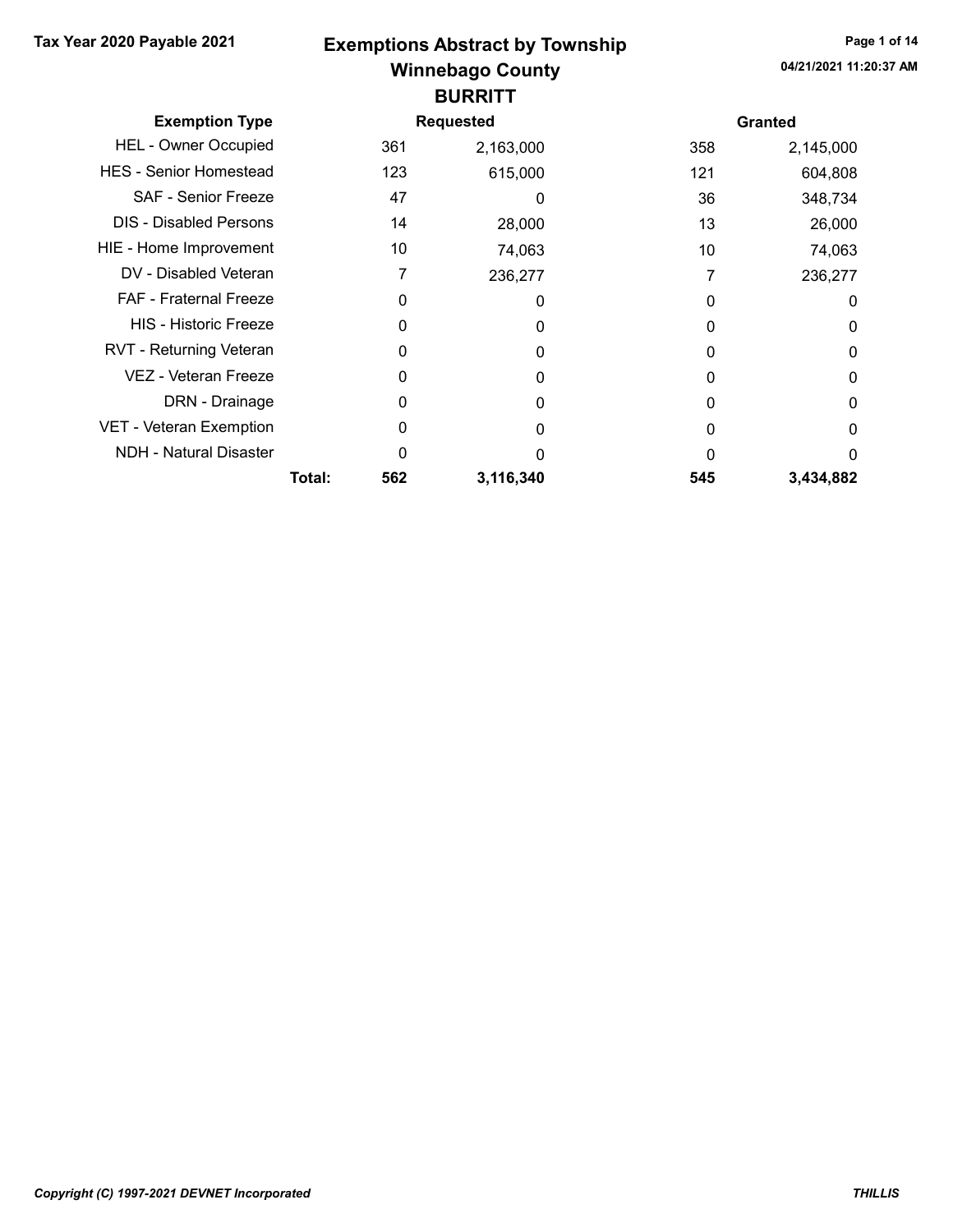**Tax Year 2020 Payable 2021**

# Exemptions Abstract by Township
## Winnebago County
### BURRITT

04/21/2021 11:20:37 AM

| Exemption Type | | Requested | | Granted | |
|---|---|---|---|---|---|
| HEL - Owner Occupied | | 361 | 2,163,000 | 358 | 2,145,000 |
| HES - Senior Homestead | | 123 | 615,000 | 121 | 604,808 |
| SAF - Senior Freeze | | 47 | 0 | 36 | 348,734 |
| DIS - Disabled Persons | | 14 | 28,000 | 13 | 26,000 |
| HIE - Home Improvement | | 10 | 74,063 | 10 | 74,063 |
| DV - Disabled Veteran | | 7 | 236,277 | 7 | 236,277 |
| FAF - Fraternal Freeze | | 0 | 0 | 0 | 0 |
| HIS - Historic Freeze | | 0 | 0 | 0 | 0 |
| RVT - Returning Veteran | | 0 | 0 | 0 | 0 |
| VEZ - Veteran Freeze | | 0 | 0 | 0 | 0 |
| DRN - Drainage | | 0 | 0 | 0 | 0 |
| VET - Veteran Exemption | | 0 | 0 | 0 | 0 |
| NDH - Natural Disaster | | 0 | 0 | 0 | 0 |
| | **Total:** | **562** | **3,116,340** | **545** | **3,434,882** |

*Copyright (C) 1997-2021 DEVNET Incorporated*

**THILLIS**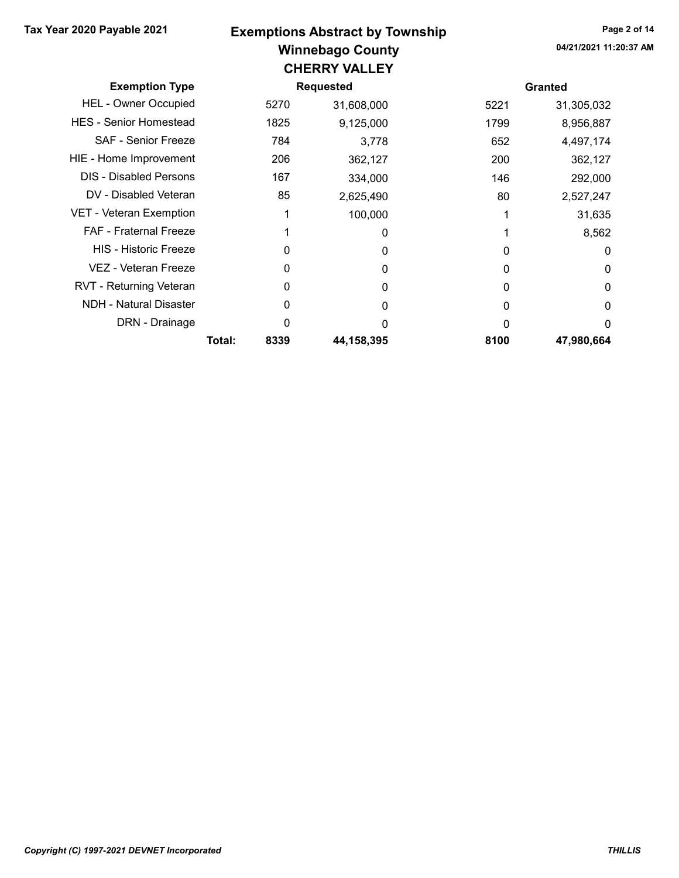# Exemptions Abstract by Township

## Winnebago County

### CHERRY VALLEY

**Tax Year 2020 Payable 2021**

04/21/2021 11:20:37 AM

| Exemption Type | | Requested | | Granted | |
|---|---|---|---|---|---|
| HEL - Owner Occupied | | 5270 | 31,608,000 | 5221 | 31,305,032 |
| HES - Senior Homestead | | 1825 | 9,125,000 | 1799 | 8,956,887 |
| SAF - Senior Freeze | | 784 | 3,778 | 652 | 4,497,174 |
| HIE - Home Improvement | | 206 | 362,127 | 200 | 362,127 |
| DIS - Disabled Persons | | 167 | 334,000 | 146 | 292,000 |
| DV - Disabled Veteran | | 85 | 2,625,490 | 80 | 2,527,247 |
| VET - Veteran Exemption | | 1 | 100,000 | 1 | 31,635 |
| FAF - Fraternal Freeze | | 1 | 0 | 1 | 8,562 |
| HIS - Historic Freeze | | 0 | 0 | 0 | 0 |
| VEZ - Veteran Freeze | | 0 | 0 | 0 | 0 |
| RVT - Returning Veteran | | 0 | 0 | 0 | 0 |
| NDH - Natural Disaster | | 0 | 0 | 0 | 0 |
| DRN - Drainage | | 0 | 0 | 0 | 0 |
| | **Total:** | **8339** | **44,158,395** | **8100** | **47,980,664** |

*Copyright (C) 1997-2021 DEVNET Incorporated*

***THILLIS***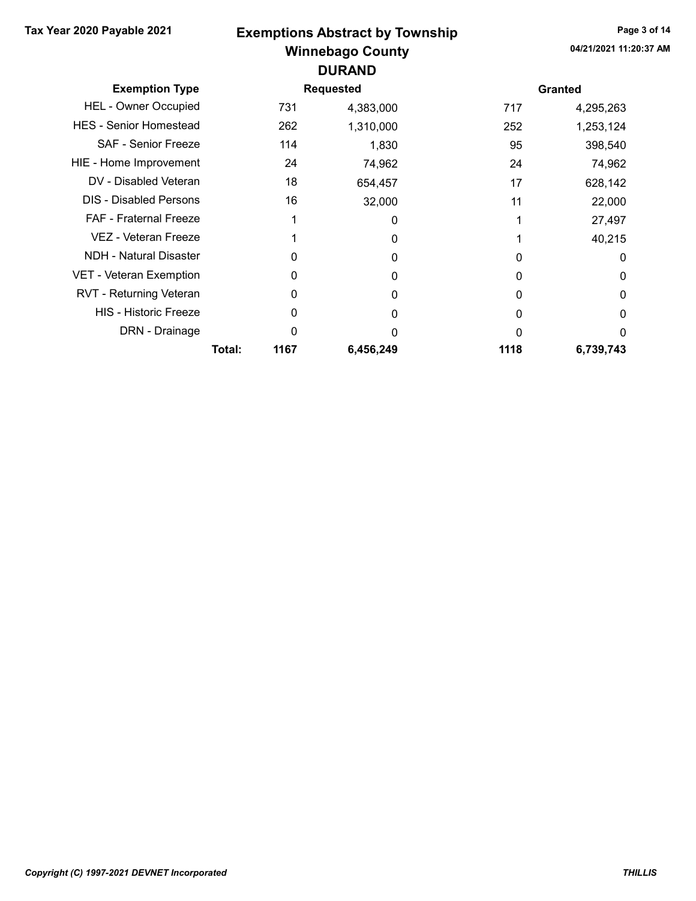# Exemptions Abstract by Township

## Winnebago County

### DURAND

Tax Year 2020 Payable 2021

04/21/2021 11:20:37 AM

| Exemption Type | | Requested | | Granted | |
|---|---|---|---|---|---|
| HEL - Owner Occupied | | 731 | 4,383,000 | 717 | 4,295,263 |
| HES - Senior Homestead | | 262 | 1,310,000 | 252 | 1,253,124 |
| SAF - Senior Freeze | | 114 | 1,830 | 95 | 398,540 |
| HIE - Home Improvement | | 24 | 74,962 | 24 | 74,962 |
| DV - Disabled Veteran | | 18 | 654,457 | 17 | 628,142 |
| DIS - Disabled Persons | | 16 | 32,000 | 11 | 22,000 |
| FAF - Fraternal Freeze | | 1 | 0 | 1 | 27,497 |
| VEZ - Veteran Freeze | | 1 | 0 | 1 | 40,215 |
| NDH - Natural Disaster | | 0 | 0 | 0 | 0 |
| VET - Veteran Exemption | | 0 | 0 | 0 | 0 |
| RVT - Returning Veteran | | 0 | 0 | 0 | 0 |
| HIS - Historic Freeze | | 0 | 0 | 0 | 0 |
| DRN - Drainage | | 0 | 0 | 0 | 0 |
| | **Total:** | **1167** | **6,456,249** | **1118** | **6,739,743** |

*Copyright (C) 1997-2021 DEVNET Incorporated*

***THILLIS***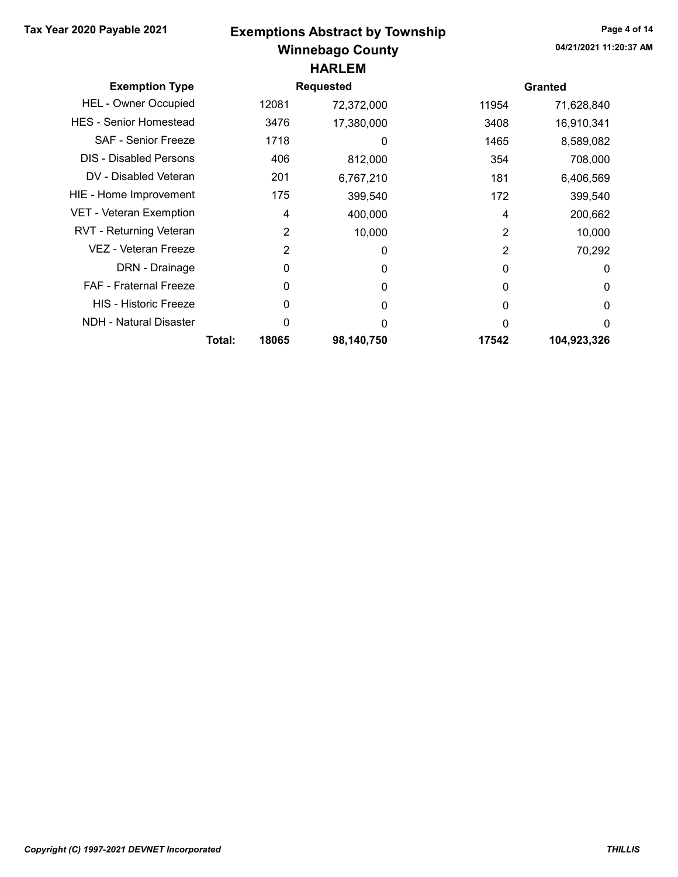**Tax Year 2020 Payable 2021**

# Exemptions Abstract by Township
## Winnebago County
## HARLEM

04/21/2021 11:20:37 AM

| Exemption Type | | Requested | | Granted | |
|---|---|---|---|---|---|
| HEL - Owner Occupied | | 12081 | 72,372,000 | 11954 | 71,628,840 |
| HES - Senior Homestead | | 3476 | 17,380,000 | 3408 | 16,910,341 |
| SAF - Senior Freeze | | 1718 | 0 | 1465 | 8,589,082 |
| DIS - Disabled Persons | | 406 | 812,000 | 354 | 708,000 |
| DV - Disabled Veteran | | 201 | 6,767,210 | 181 | 6,406,569 |
| HIE - Home Improvement | | 175 | 399,540 | 172 | 399,540 |
| VET - Veteran Exemption | | 4 | 400,000 | 4 | 200,662 |
| RVT - Returning Veteran | | 2 | 10,000 | 2 | 10,000 |
| VEZ - Veteran Freeze | | 2 | 0 | 2 | 70,292 |
| DRN - Drainage | | 0 | 0 | 0 | 0 |
| FAF - Fraternal Freeze | | 0 | 0 | 0 | 0 |
| HIS - Historic Freeze | | 0 | 0 | 0 | 0 |
| NDH - Natural Disaster | | 0 | 0 | 0 | 0 |
| | **Total:** | **18065** | **98,140,750** | **17542** | **104,923,326** |

*Copyright (C) 1997-2021 DEVNET Incorporated*

**THILLIS**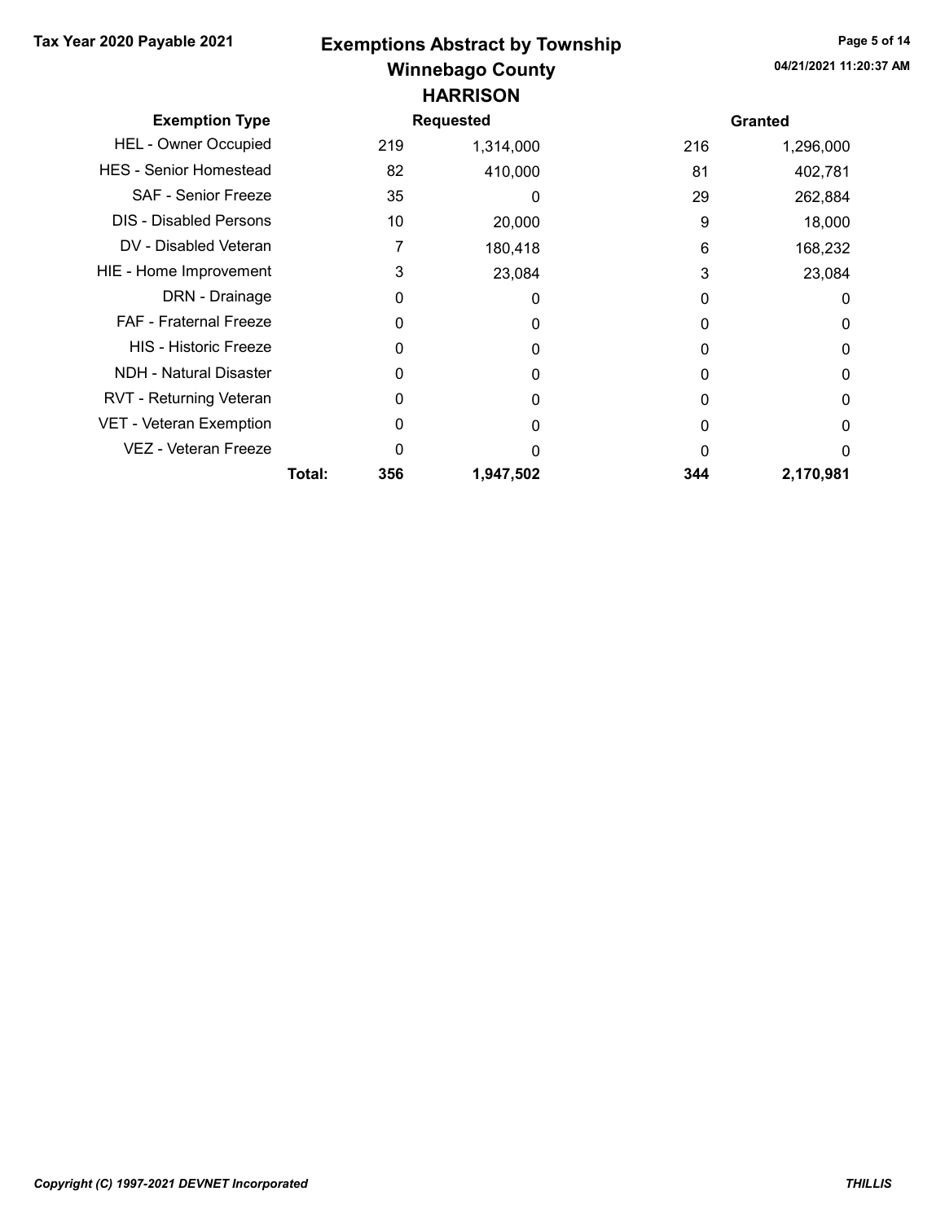**Tax Year 2020 Payable 2021**

# Exemptions Abstract by Township
## Winnebago County
## HARRISON

04/21/2021 11:20:37 AM

| Exemption Type | | Requested | | Granted | |
|---|---|---|---|---|---|
| HEL - Owner Occupied | | 219 | 1,314,000 | 216 | 1,296,000 |
| HES - Senior Homestead | | 82 | 410,000 | 81 | 402,781 |
| SAF - Senior Freeze | | 35 | 0 | 29 | 262,884 |
| DIS - Disabled Persons | | 10 | 20,000 | 9 | 18,000 |
| DV - Disabled Veteran | | 7 | 180,418 | 6 | 168,232 |
| HIE - Home Improvement | | 3 | 23,084 | 3 | 23,084 |
| DRN - Drainage | | 0 | 0 | 0 | 0 |
| FAF - Fraternal Freeze | | 0 | 0 | 0 | 0 |
| HIS - Historic Freeze | | 0 | 0 | 0 | 0 |
| NDH - Natural Disaster | | 0 | 0 | 0 | 0 |
| RVT - Returning Veteran | | 0 | 0 | 0 | 0 |
| VET - Veteran Exemption | | 0 | 0 | 0 | 0 |
| VEZ - Veteran Freeze | | 0 | 0 | 0 | 0 |
| | **Total:** | **356** | **1,947,502** | **344** | **2,170,981** |

*Copyright (C) 1997-2021 DEVNET Incorporated*

***THILLIS***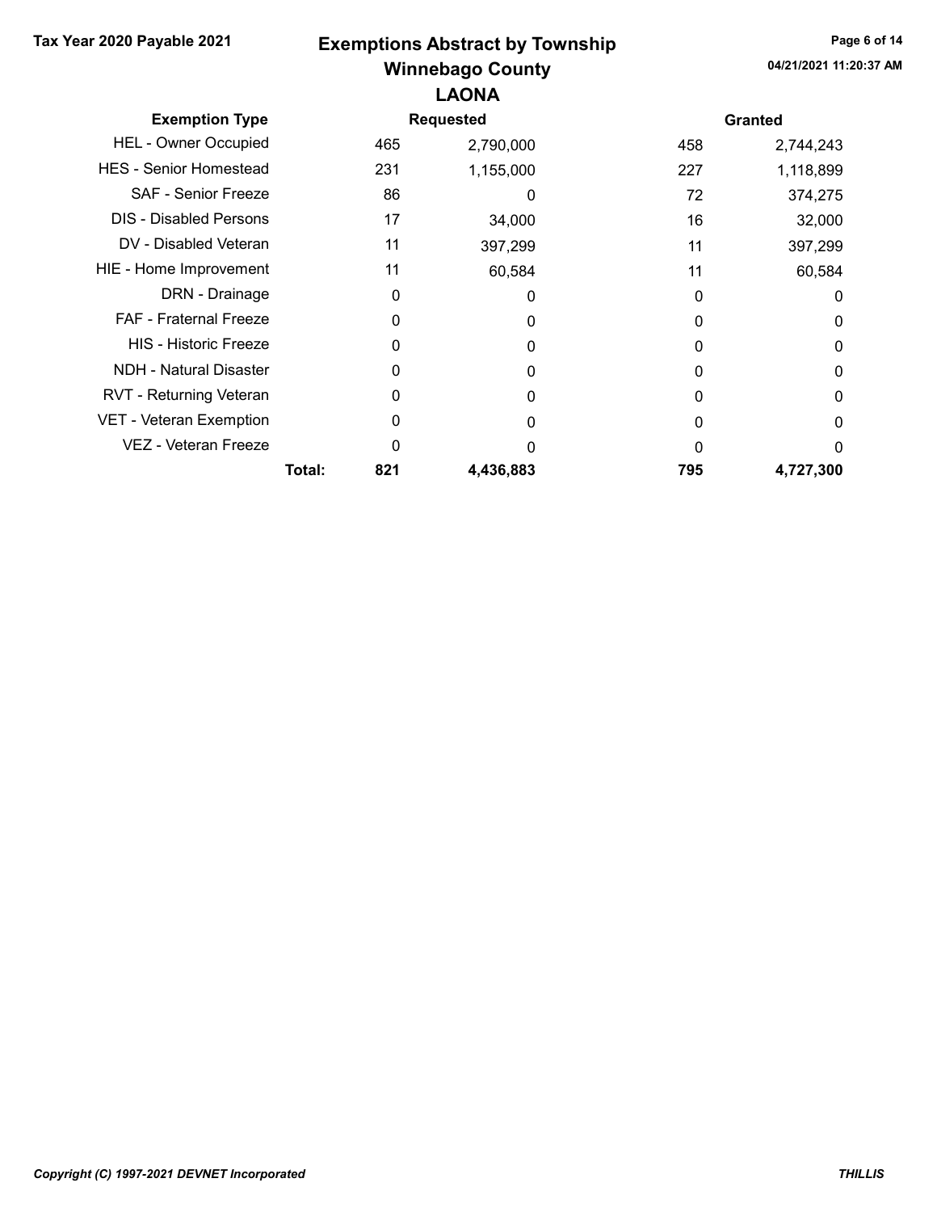Tax Year 2020 Payable 2021

# Exemptions Abstract by Township

## Winnebago County

## LAONA

04/21/2021 11:20:37 AM

| Exemption Type | | Requested | | Granted | |
|---|---|---|---|---|---|
| HEL - Owner Occupied | | 465 | 2,790,000 | 458 | 2,744,243 |
| HES - Senior Homestead | | 231 | 1,155,000 | 227 | 1,118,899 |
| SAF - Senior Freeze | | 86 | 0 | 72 | 374,275 |
| DIS - Disabled Persons | | 17 | 34,000 | 16 | 32,000 |
| DV - Disabled Veteran | | 11 | 397,299 | 11 | 397,299 |
| HIE - Home Improvement | | 11 | 60,584 | 11 | 60,584 |
| DRN - Drainage | | 0 | 0 | 0 | 0 |
| FAF - Fraternal Freeze | | 0 | 0 | 0 | 0 |
| HIS - Historic Freeze | | 0 | 0 | 0 | 0 |
| NDH - Natural Disaster | | 0 | 0 | 0 | 0 |
| RVT - Returning Veteran | | 0 | 0 | 0 | 0 |
| VET - Veteran Exemption | | 0 | 0 | 0 | 0 |
| VEZ - Veteran Freeze | | 0 | 0 | 0 | 0 |
| | **Total:** | **821** | **4,436,883** | **795** | **4,727,300** |

*Copyright (C) 1997-2021 DEVNET Incorporated*

***THILLIS***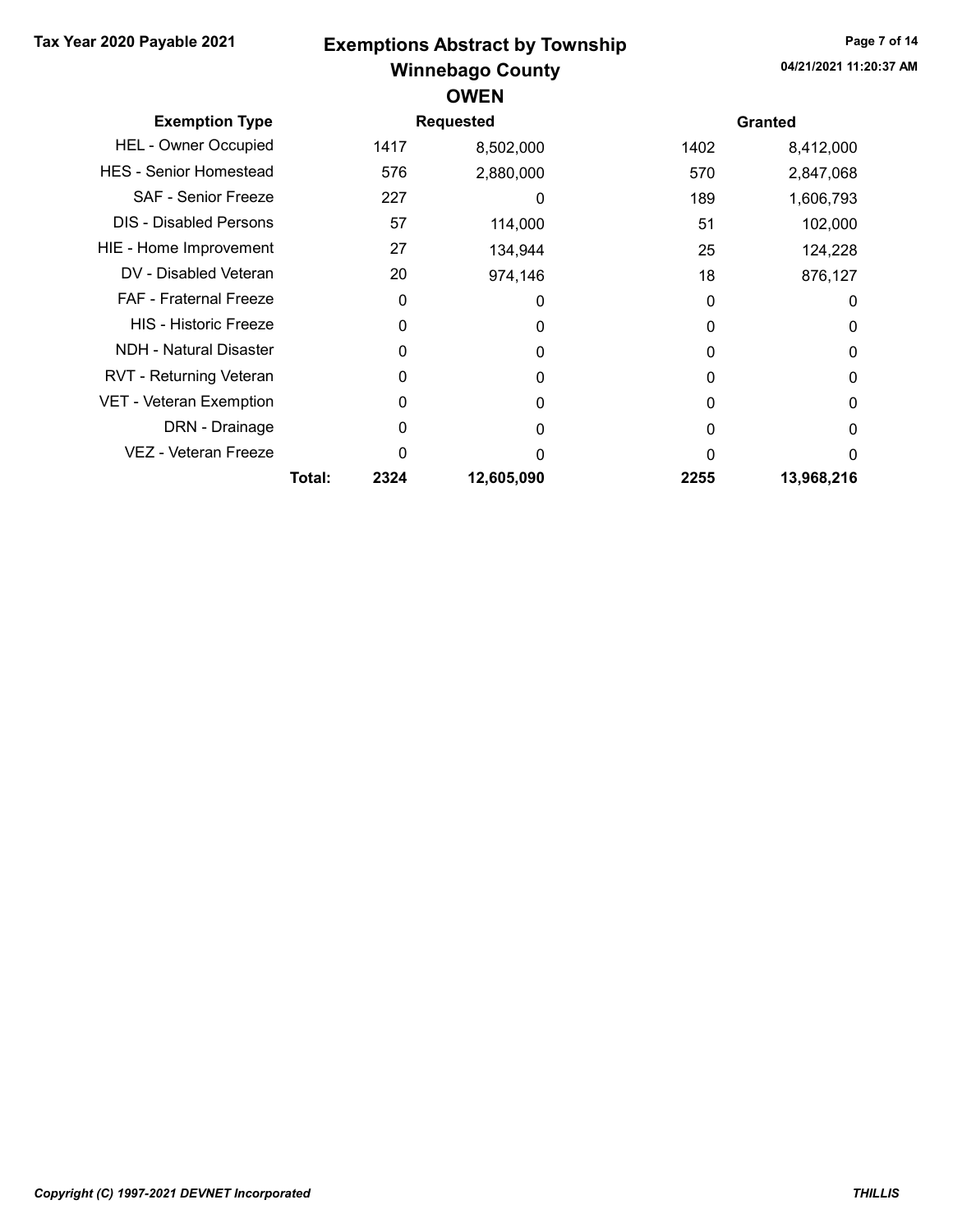**Tax Year 2020 Payable 2021**

# Exemptions Abstract by Township
## Winnebago County
## OWEN

04/21/2021 11:20:37 AM

| Exemption Type | | Requested | | Granted | |
|---|---|---|---|---|---|
| HEL - Owner Occupied | | 1417 | 8,502,000 | 1402 | 8,412,000 |
| HES - Senior Homestead | | 576 | 2,880,000 | 570 | 2,847,068 |
| SAF - Senior Freeze | | 227 | 0 | 189 | 1,606,793 |
| DIS - Disabled Persons | | 57 | 114,000 | 51 | 102,000 |
| HIE - Home Improvement | | 27 | 134,944 | 25 | 124,228 |
| DV - Disabled Veteran | | 20 | 974,146 | 18 | 876,127 |
| FAF - Fraternal Freeze | | 0 | 0 | 0 | 0 |
| HIS - Historic Freeze | | 0 | 0 | 0 | 0 |
| NDH - Natural Disaster | | 0 | 0 | 0 | 0 |
| RVT - Returning Veteran | | 0 | 0 | 0 | 0 |
| VET - Veteran Exemption | | 0 | 0 | 0 | 0 |
| DRN - Drainage | | 0 | 0 | 0 | 0 |
| VEZ - Veteran Freeze | | 0 | 0 | 0 | 0 |
| | **Total:** | **2324** | **12,605,090** | **2255** | **13,968,216** |

*Copyright (C) 1997-2021 DEVNET Incorporated* **THILLIS**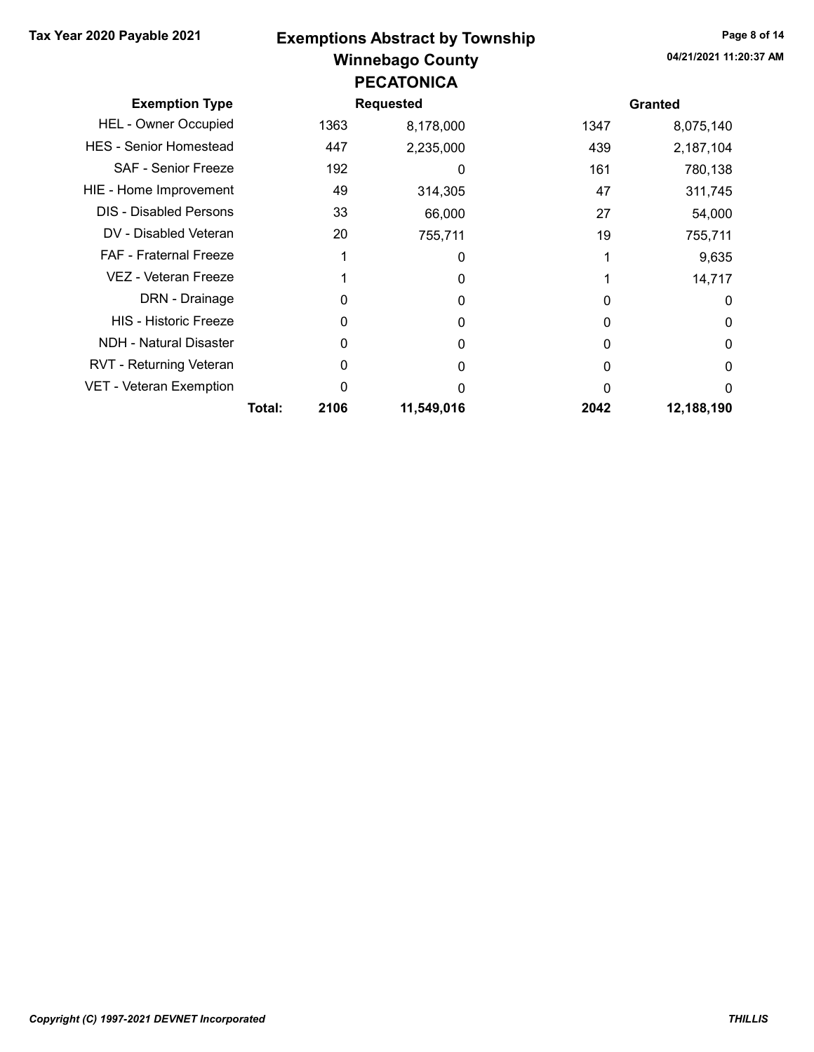# Exemptions Abstract by Township

## Winnebago County

### PECATONICA

Tax Year 2020 Payable 2021

04/21/2021 11:20:37 AM

| Exemption Type | Requested | | Granted | |
|---|---|---|---|---|
| HEL - Owner Occupied | 1363 | 8,178,000 | 1347 | 8,075,140 |
| HES - Senior Homestead | 447 | 2,235,000 | 439 | 2,187,104 |
| SAF - Senior Freeze | 192 | 0 | 161 | 780,138 |
| HIE - Home Improvement | 49 | 314,305 | 47 | 311,745 |
| DIS - Disabled Persons | 33 | 66,000 | 27 | 54,000 |
| DV - Disabled Veteran | 20 | 755,711 | 19 | 755,711 |
| FAF - Fraternal Freeze | 1 | 0 | 1 | 9,635 |
| VEZ - Veteran Freeze | 1 | 0 | 1 | 14,717 |
| DRN - Drainage | 0 | 0 | 0 | 0 |
| HIS - Historic Freeze | 0 | 0 | 0 | 0 |
| NDH - Natural Disaster | 0 | 0 | 0 | 0 |
| RVT - Returning Veteran | 0 | 0 | 0 | 0 |
| VET - Veteran Exemption | 0 | 0 | 0 | 0 |
| **Total:** | **2106** | **11,549,016** | **2042** | **12,188,190** |

*Copyright (C) 1997-2021 DEVNET Incorporated*

*THILLIS*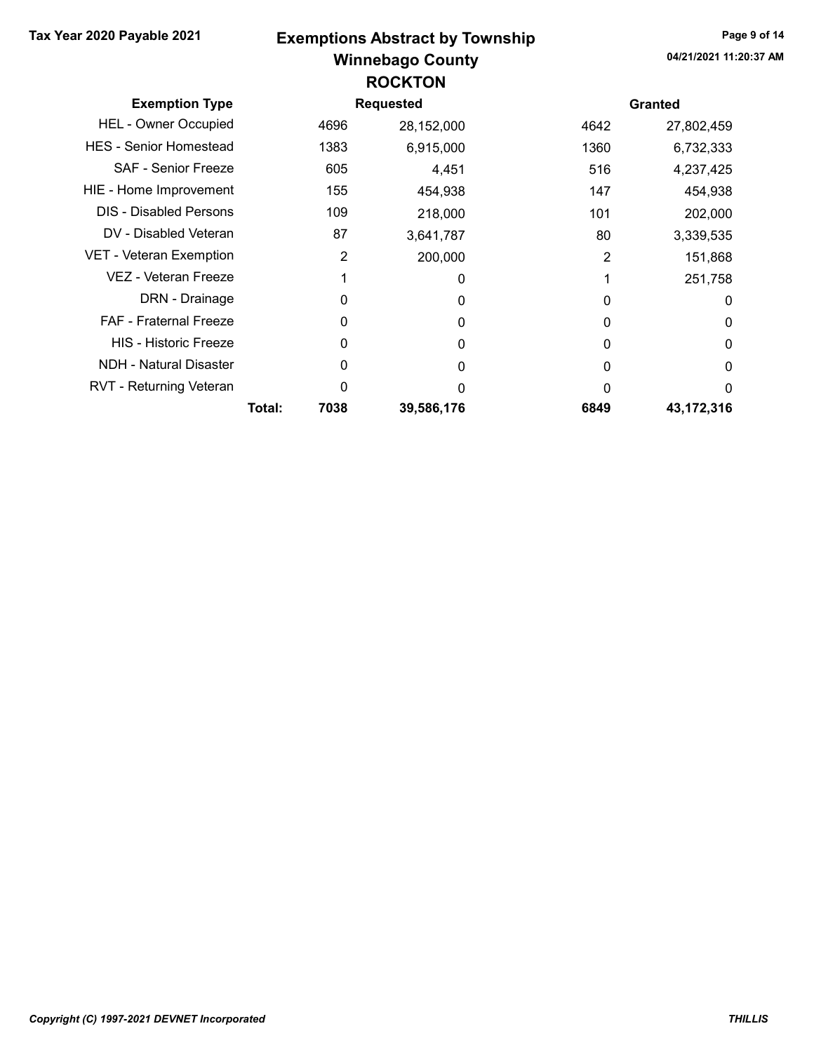**Tax Year 2020 Payable 2021**

# Exemptions Abstract by Township
## Winnebago County
## ROCKTON

04/21/2021 11:20:37 AM

| Exemption Type | | Requested | | Granted | |
|---|---|---|---|---|---|
| HEL - Owner Occupied | | 4696 | 28,152,000 | 4642 | 27,802,459 |
| HES - Senior Homestead | | 1383 | 6,915,000 | 1360 | 6,732,333 |
| SAF - Senior Freeze | | 605 | 4,451 | 516 | 4,237,425 |
| HIE - Home Improvement | | 155 | 454,938 | 147 | 454,938 |
| DIS - Disabled Persons | | 109 | 218,000 | 101 | 202,000 |
| DV - Disabled Veteran | | 87 | 3,641,787 | 80 | 3,339,535 |
| VET - Veteran Exemption | | 2 | 200,000 | 2 | 151,868 |
| VEZ - Veteran Freeze | | 1 | 0 | 1 | 251,758 |
| DRN - Drainage | | 0 | 0 | 0 | 0 |
| FAF - Fraternal Freeze | | 0 | 0 | 0 | 0 |
| HIS - Historic Freeze | | 0 | 0 | 0 | 0 |
| NDH - Natural Disaster | | 0 | 0 | 0 | 0 |
| RVT - Returning Veteran | | 0 | 0 | 0 | 0 |
| | **Total:** | **7038** | **39,586,176** | **6849** | **43,172,316** |

*Copyright (C) 1997-2021 DEVNET Incorporated* ***THILLIS***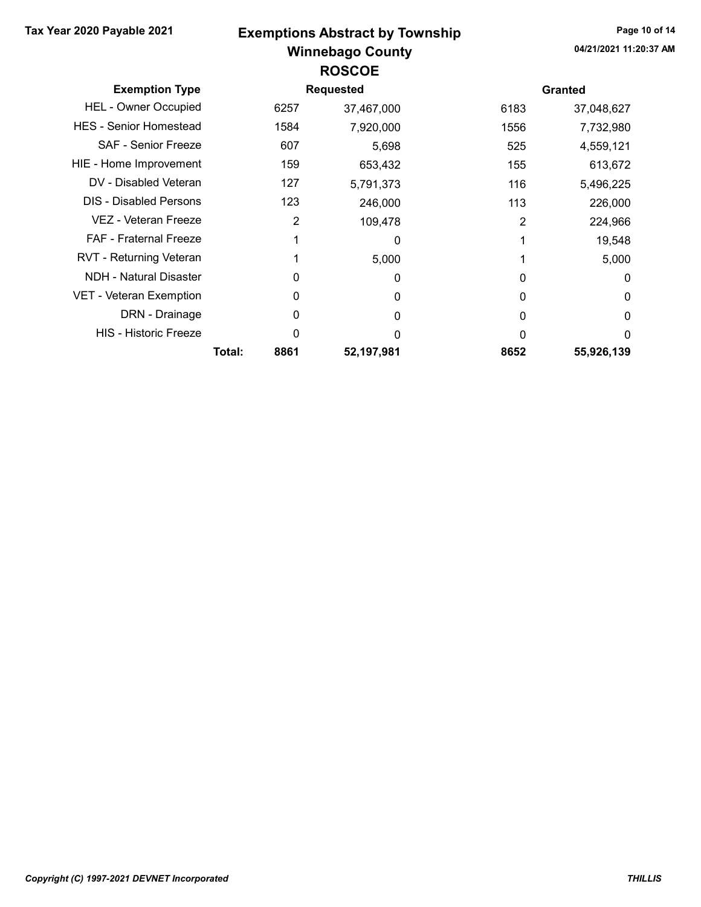Tax Year 2020 Payable 2021

# Exemptions Abstract by Township
## Winnebago County
## ROSCOE

04/21/2021 11:20:37 AM

| Exemption Type | Requested | | Granted | |
|---|---|---|---|---|
| HEL - Owner Occupied | 6257 | 37,467,000 | 6183 | 37,048,627 |
| HES - Senior Homestead | 1584 | 7,920,000 | 1556 | 7,732,980 |
| SAF - Senior Freeze | 607 | 5,698 | 525 | 4,559,121 |
| HIE - Home Improvement | 159 | 653,432 | 155 | 613,672 |
| DV - Disabled Veteran | 127 | 5,791,373 | 116 | 5,496,225 |
| DIS - Disabled Persons | 123 | 246,000 | 113 | 226,000 |
| VEZ - Veteran Freeze | 2 | 109,478 | 2 | 224,966 |
| FAF - Fraternal Freeze | 1 | 0 | 1 | 19,548 |
| RVT - Returning Veteran | 1 | 5,000 | 1 | 5,000 |
| NDH - Natural Disaster | 0 | 0 | 0 | 0 |
| VET - Veteran Exemption | 0 | 0 | 0 | 0 |
| DRN - Drainage | 0 | 0 | 0 | 0 |
| HIS - Historic Freeze | 0 | 0 | 0 | 0 |
| **Total:** | **8861** | **52,197,981** | **8652** | **55,926,139** |

*Copyright (C) 1997-2021 DEVNET Incorporated*

*THILLIS*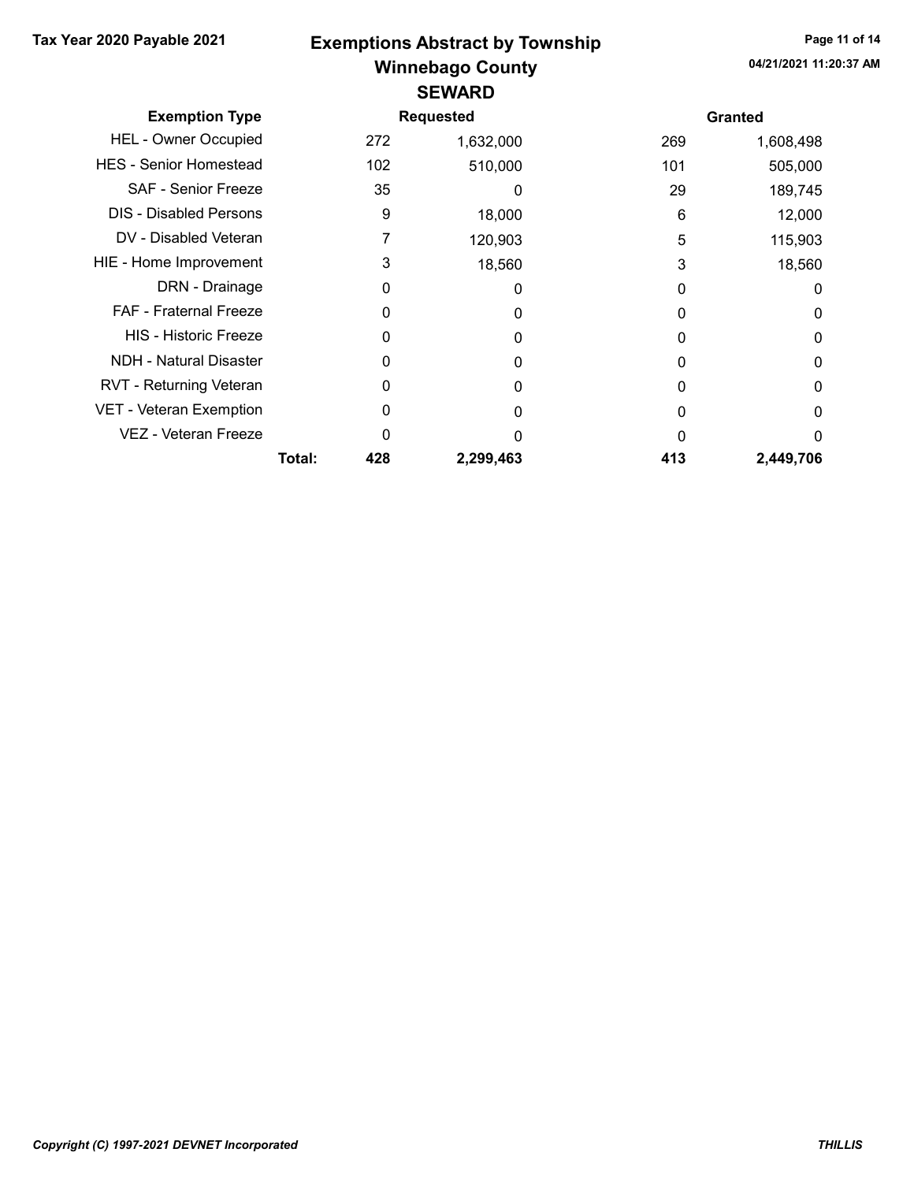**Tax Year 2020 Payable 2021**

# Exemptions Abstract by Township
## Winnebago County
## SEWARD

04/21/2021 11:20:37 AM

| Exemption Type | | Requested | | Granted | |
|---|---|---|---|---|---|
| HEL - Owner Occupied | | 272 | 1,632,000 | 269 | 1,608,498 |
| HES - Senior Homestead | | 102 | 510,000 | 101 | 505,000 |
| SAF - Senior Freeze | | 35 | 0 | 29 | 189,745 |
| DIS - Disabled Persons | | 9 | 18,000 | 6 | 12,000 |
| DV - Disabled Veteran | | 7 | 120,903 | 5 | 115,903 |
| HIE - Home Improvement | | 3 | 18,560 | 3 | 18,560 |
| DRN - Drainage | | 0 | 0 | 0 | 0 |
| FAF - Fraternal Freeze | | 0 | 0 | 0 | 0 |
| HIS - Historic Freeze | | 0 | 0 | 0 | 0 |
| NDH - Natural Disaster | | 0 | 0 | 0 | 0 |
| RVT - Returning Veteran | | 0 | 0 | 0 | 0 |
| VET - Veteran Exemption | | 0 | 0 | 0 | 0 |
| VEZ - Veteran Freeze | | 0 | 0 | 0 | 0 |
| | **Total:** | **428** | **2,299,463** | **413** | **2,449,706** |

*Copyright (C) 1997-2021 DEVNET Incorporated* **THILLIS**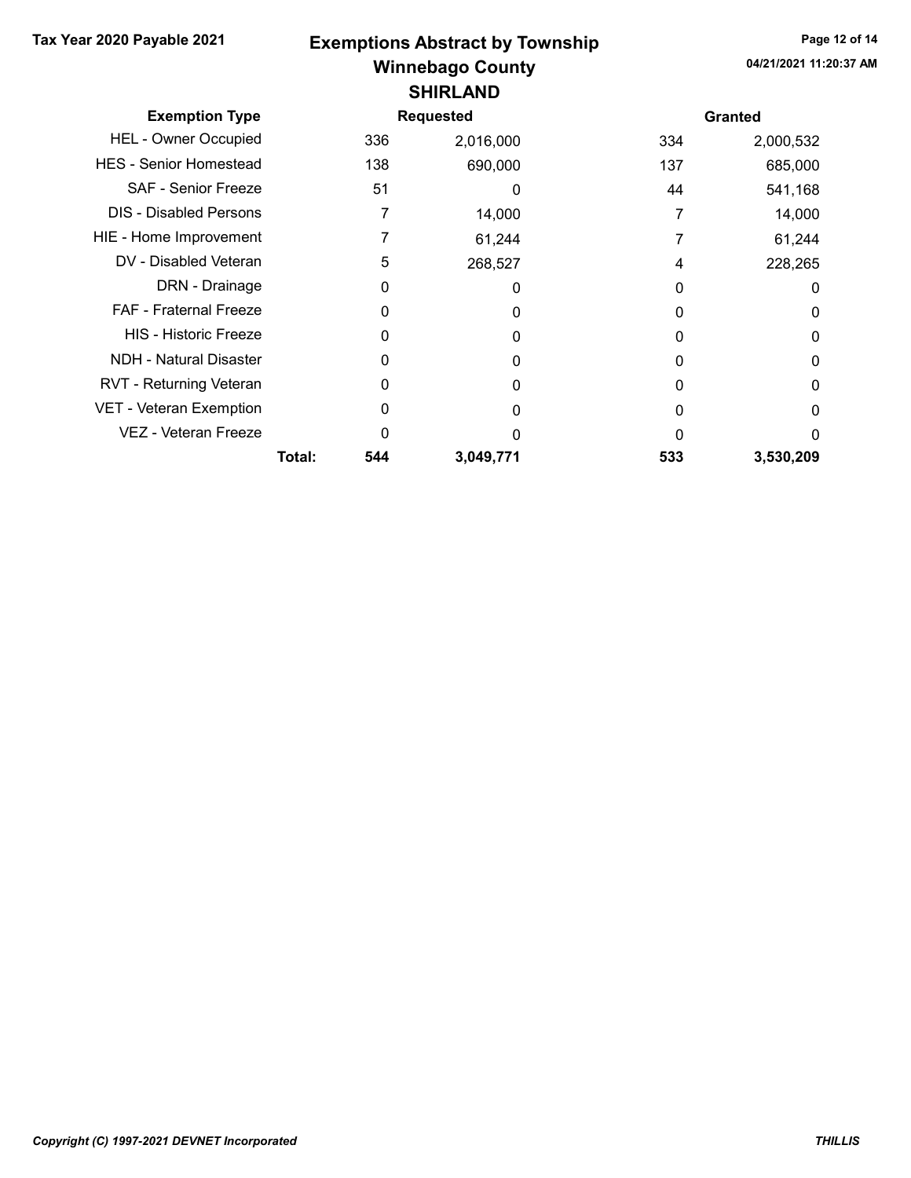# Exemptions Abstract by Township

## Winnebago County

### SHIRLAND

**Tax Year 2020 Payable 2021**

04/21/2021 11:20:37 AM

| Exemption Type | | Requested | | Granted | |
|---|---|---|---|---|---|
| HEL - Owner Occupied | | 336 | 2,016,000 | 334 | 2,000,532 |
| HES - Senior Homestead | | 138 | 690,000 | 137 | 685,000 |
| SAF - Senior Freeze | | 51 | 0 | 44 | 541,168 |
| DIS - Disabled Persons | | 7 | 14,000 | 7 | 14,000 |
| HIE - Home Improvement | | 7 | 61,244 | 7 | 61,244 |
| DV - Disabled Veteran | | 5 | 268,527 | 4 | 228,265 |
| DRN - Drainage | | 0 | 0 | 0 | 0 |
| FAF - Fraternal Freeze | | 0 | 0 | 0 | 0 |
| HIS - Historic Freeze | | 0 | 0 | 0 | 0 |
| NDH - Natural Disaster | | 0 | 0 | 0 | 0 |
| RVT - Returning Veteran | | 0 | 0 | 0 | 0 |
| VET - Veteran Exemption | | 0 | 0 | 0 | 0 |
| VEZ - Veteran Freeze | | 0 | 0 | 0 | 0 |
| | **Total:** | **544** | **3,049,771** | **533** | **3,530,209** |

*Copyright (C) 1997-2021 DEVNET Incorporated*

*THILLIS*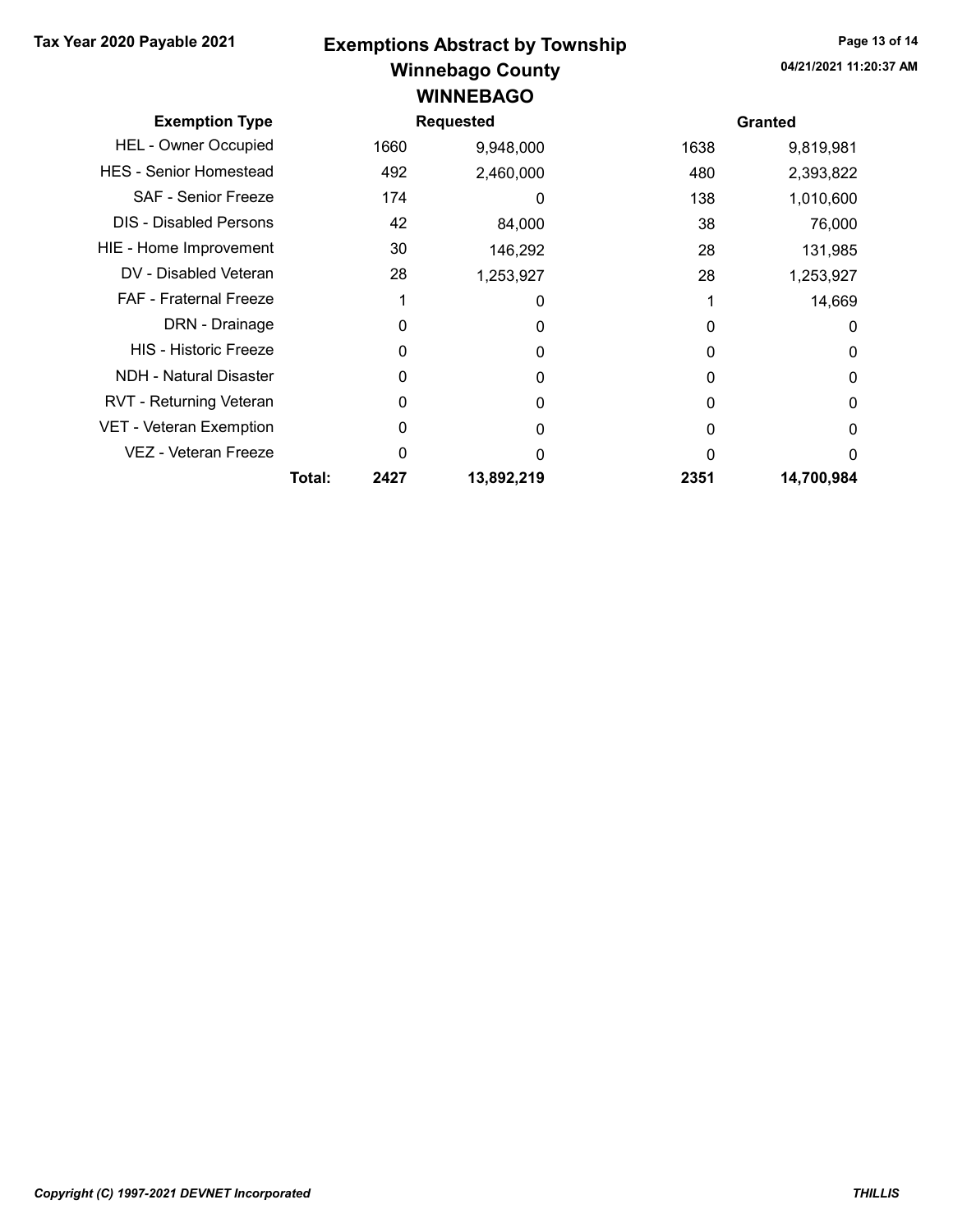**Tax Year 2020 Payable 2021**

# Exemptions Abstract by Township

## Winnebago County

## WINNEBAGO

04/21/2021 11:20:37 AM

| Exemption Type | | Requested | | Granted | |
|---|---|---|---|---|---|
| HEL - Owner Occupied | | 1660 | 9,948,000 | 1638 | 9,819,981 |
| HES - Senior Homestead | | 492 | 2,460,000 | 480 | 2,393,822 |
| SAF - Senior Freeze | | 174 | 0 | 138 | 1,010,600 |
| DIS - Disabled Persons | | 42 | 84,000 | 38 | 76,000 |
| HIE - Home Improvement | | 30 | 146,292 | 28 | 131,985 |
| DV - Disabled Veteran | | 28 | 1,253,927 | 28 | 1,253,927 |
| FAF - Fraternal Freeze | | 1 | 0 | 1 | 14,669 |
| DRN - Drainage | | 0 | 0 | 0 | 0 |
| HIS - Historic Freeze | | 0 | 0 | 0 | 0 |
| NDH - Natural Disaster | | 0 | 0 | 0 | 0 |
| RVT - Returning Veteran | | 0 | 0 | 0 | 0 |
| VET - Veteran Exemption | | 0 | 0 | 0 | 0 |
| VEZ - Veteran Freeze | | 0 | 0 | 0 | 0 |
| | **Total:** | **2427** | **13,892,219** | **2351** | **14,700,984** |

*Copyright (C) 1997-2021 DEVNET Incorporated* **THILLIS**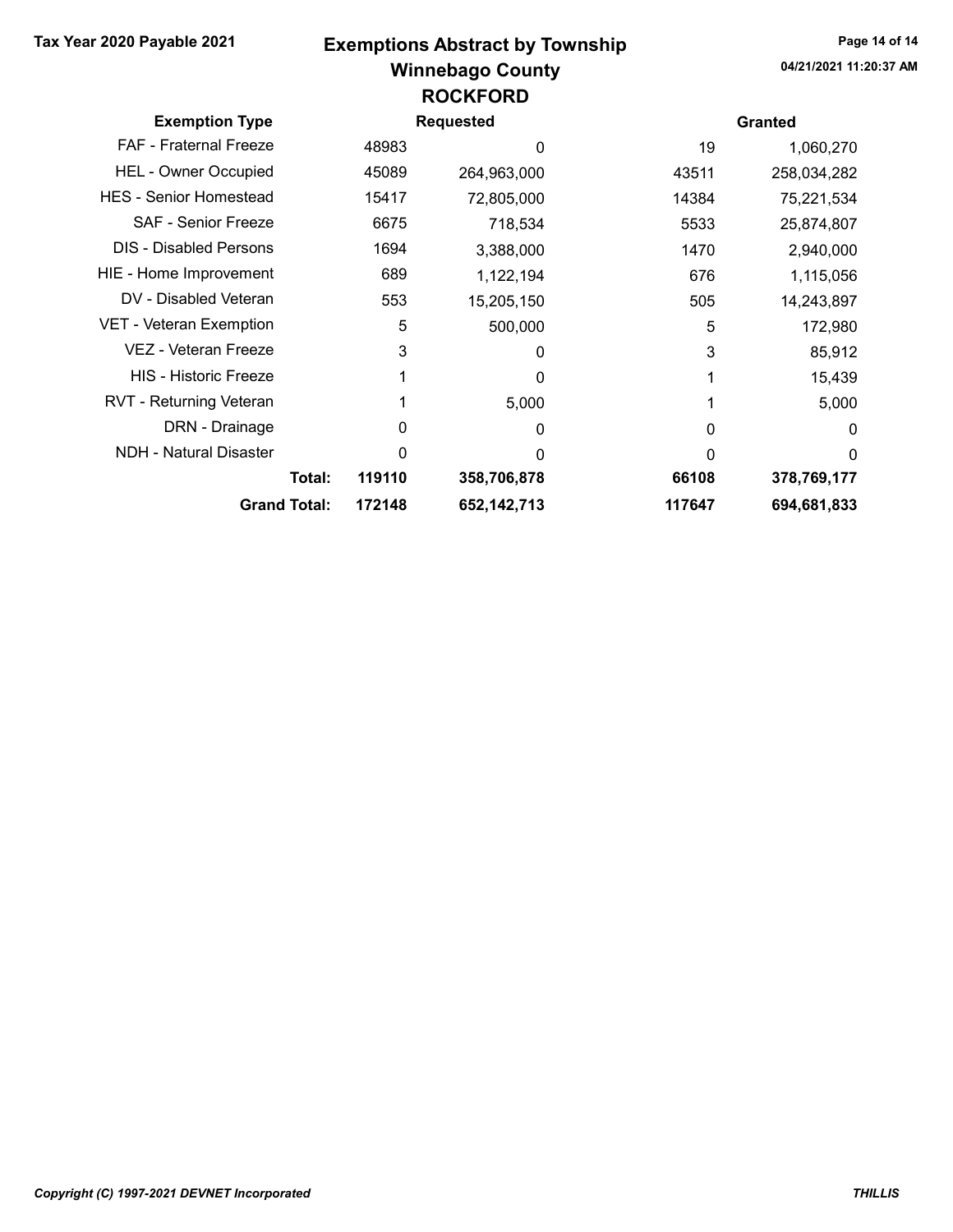**Tax Year 2020 Payable 2021**

# Exemptions Abstract by Township
## Winnebago County
## ROCKFORD

04/21/2021 11:20:37 AM

| Exemption Type | Requested | | Granted | |
|---|---|---|---|---|
| FAF - Fraternal Freeze | 48983 | 0 | 19 | 1,060,270 |
| HEL - Owner Occupied | 45089 | 264,963,000 | 43511 | 258,034,282 |
| HES - Senior Homestead | 15417 | 72,805,000 | 14384 | 75,221,534 |
| SAF - Senior Freeze | 6675 | 718,534 | 5533 | 25,874,807 |
| DIS - Disabled Persons | 1694 | 3,388,000 | 1470 | 2,940,000 |
| HIE - Home Improvement | 689 | 1,122,194 | 676 | 1,115,056 |
| DV - Disabled Veteran | 553 | 15,205,150 | 505 | 14,243,897 |
| VET - Veteran Exemption | 5 | 500,000 | 5 | 172,980 |
| VEZ - Veteran Freeze | 3 | 0 | 3 | 85,912 |
| HIS - Historic Freeze | 1 | 0 | 1 | 15,439 |
| RVT - Returning Veteran | 1 | 5,000 | 1 | 5,000 |
| DRN - Drainage | 0 | 0 | 0 | 0 |
| NDH - Natural Disaster | 0 | 0 | 0 | 0 |
| **Total:** | **119110** | **358,706,878** | **66108** | **378,769,177** |
| **Grand Total:** | **172148** | **652,142,713** | **117647** | **694,681,833** |

*Copyright (C) 1997-2021 DEVNET Incorporated* **THILLIS**